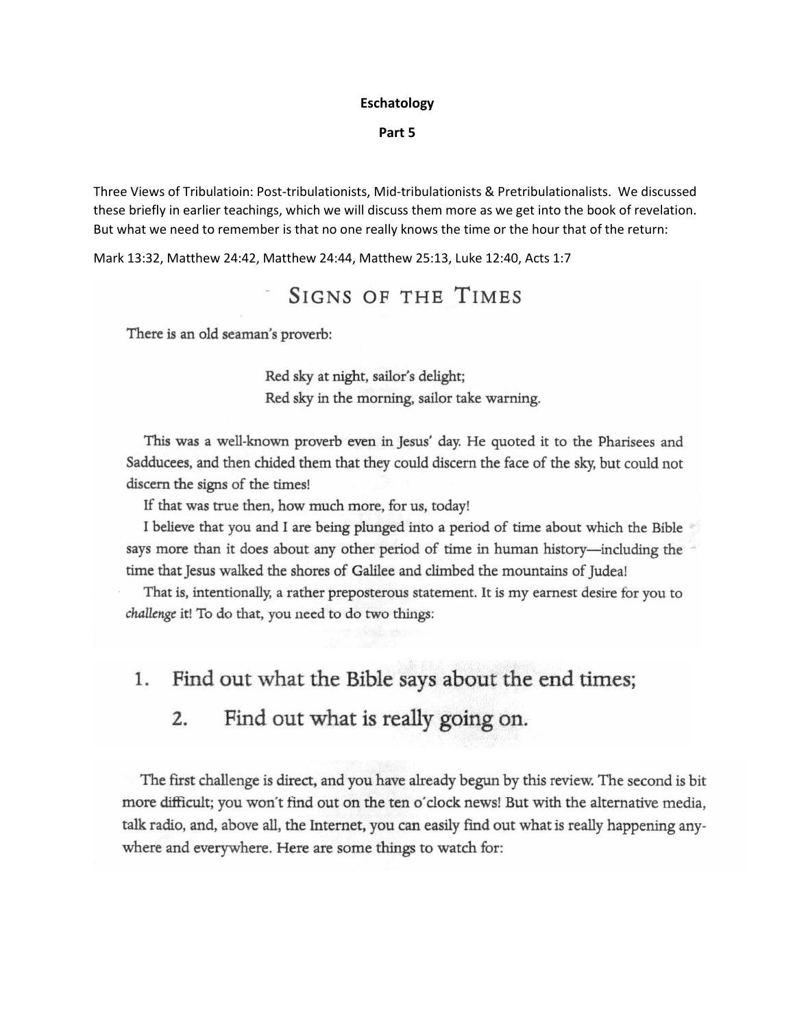**Eschatology**

**Part 5**

Three Views of Tribulatioin: Post-tribulationists, Mid-tribulationists & Pretribulationalists. We discussed these briefly in earlier teachings, which we will discuss them more as we get into the book of revelation. But what we need to remember is that no one really knows the time or the hour that of the return:

Mark 13:32, Matthew 24:42, Matthew 24:44, Matthew 25:13, Luke 12:40, Acts 1:7

## Signs of the Times

There is an old seaman's proverb:

> Red sky at night, sailor's delight;
> Red sky in the morning, sailor take warning.

This was a well-known proverb even in Jesus' day. He quoted it to the Pharisees and Sadducees, and then chided them that they could discern the face of the sky, but could not discern the signs of the times!

If that was true then, how much more, for us, today!

I believe that you and I are being plunged into a period of time about which the Bible says more than it does about any other period of time in human history—including the time that Jesus walked the shores of Galilee and climbed the mountains of Judea!

That is, intentionally, a rather preposterous statement. It is my earnest desire for you to *challenge* it! To do that, you need to do two things:

1. **Find out what the Bible says about the end times;**
2. **Find out what is really going on.**

The first challenge is direct, and you have already begun by this review. The second is bit more difficult; you won't find out on the ten o'clock news! But with the alternative media, talk radio, and, above all, the Internet, you can easily find out what is really happening anywhere and everywhere. Here are some things to watch for: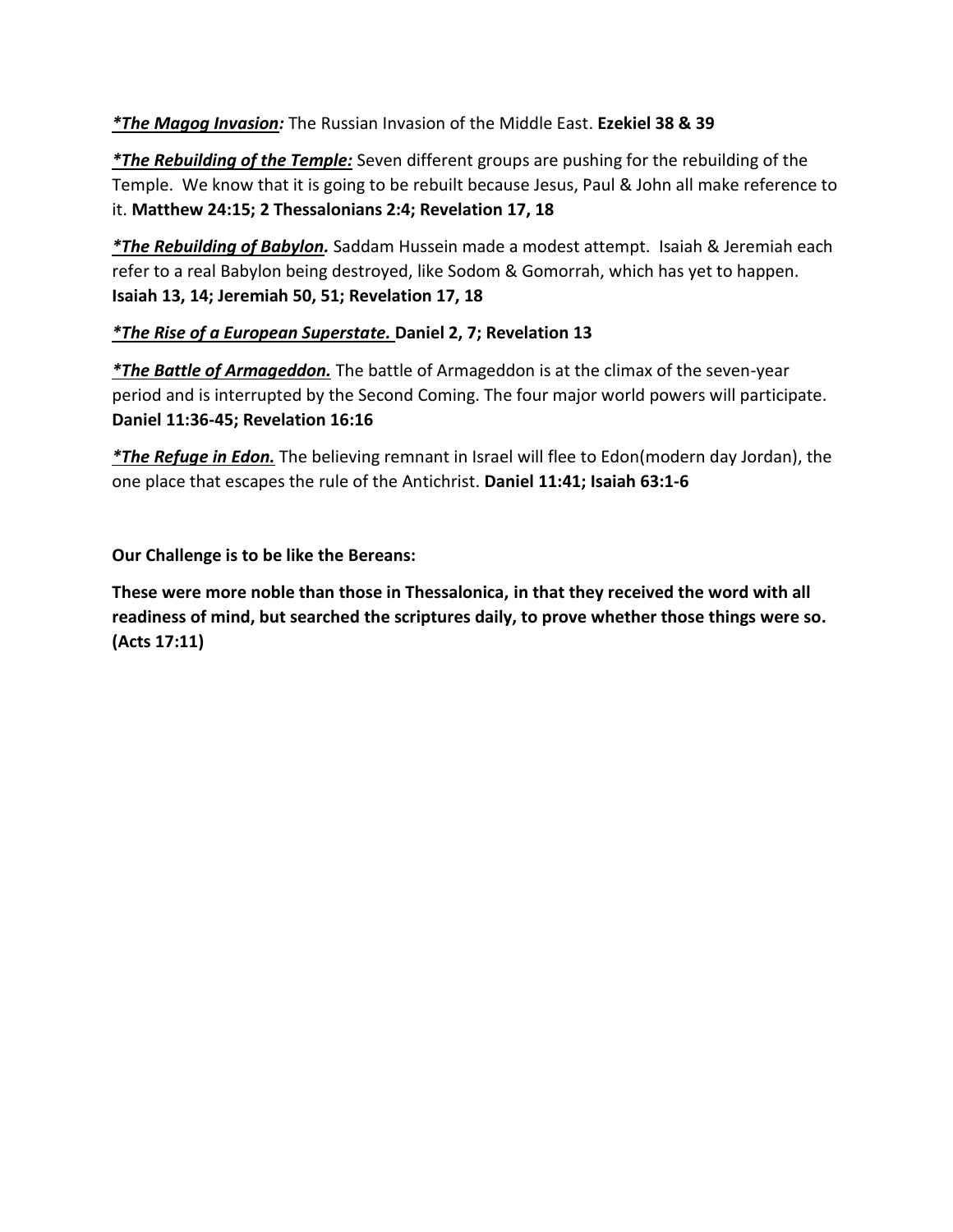***The Magog Invasion*:** The Russian Invasion of the Middle East. **Ezekiel 38 & 39**

***The Rebuilding of the Temple:*** Seven different groups are pushing for the rebuilding of the Temple. We know that it is going to be rebuilt because Jesus, Paul & John all make reference to it. **Matthew 24:15; 2 Thessalonians 2:4; Revelation 17, 18**

***The Rebuilding of Babylon.*** Saddam Hussein made a modest attempt. Isaiah & Jeremiah each refer to a real Babylon being destroyed, like Sodom & Gomorrah, which has yet to happen. **Isaiah 13, 14; Jeremiah 50, 51; Revelation 17, 18**

***The Rise of a European Superstate.*** **Daniel 2, 7; Revelation 13**

***The Battle of Armageddon.*** The battle of Armageddon is at the climax of the seven-year period and is interrupted by the Second Coming. The four major world powers will participate. **Daniel 11:36-45; Revelation 16:16**

***The Refuge in Edon.*** The believing remnant in Israel will flee to Edon(modern day Jordan), the one place that escapes the rule of the Antichrist. **Daniel 11:41; Isaiah 63:1-6**

**Our Challenge is to be like the Bereans:**

**These were more noble than those in Thessalonica, in that they received the word with all readiness of mind, but searched the scriptures daily, to prove whether those things were so. (Acts 17:11)**